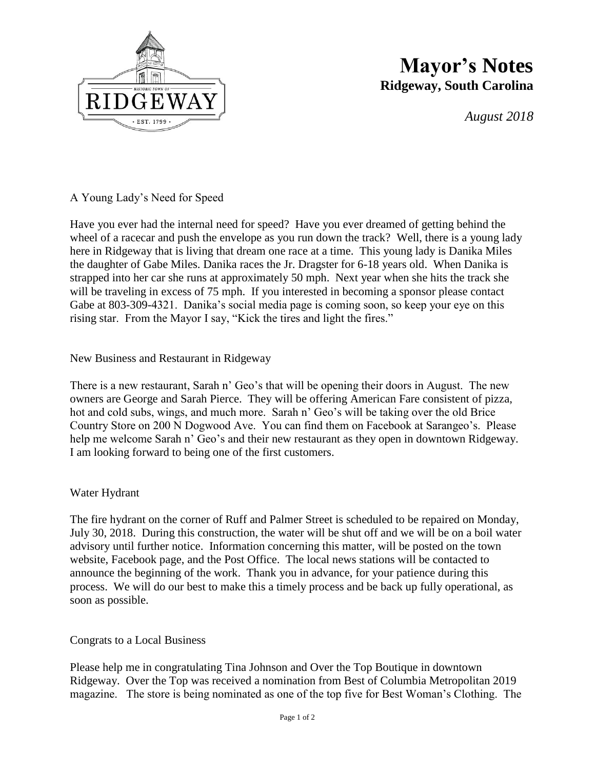# Mayor's Notes

**Ridgeway, South Carolina**

*August 2018*

A Young Lady's Need for Speed

Have you ever had the internal need for speed? Have you ever dreamed of getting behind the wheel of a racecar and push the envelope as you run down the track? Well, there is a young lady here in Ridgeway that is living that dream one race at a time. This young lady is Danika Miles the daughter of Gabe Miles. Danika races the Jr. Dragster for 6-18 years old. When Danika is strapped into her car she runs at approximately 50 mph. Next year when she hits the track she will be traveling in excess of 75 mph. If you interested in becoming a sponsor please contact Gabe at 803-309-4321. Danika's social media page is coming soon, so keep your eye on this rising star. From the Mayor I say, "Kick the tires and light the fires."

New Business and Restaurant in Ridgeway

There is a new restaurant, Sarah n' Geo's that will be opening their doors in August. The new owners are George and Sarah Pierce. They will be offering American Fare consistent of pizza, hot and cold subs, wings, and much more. Sarah n' Geo's will be taking over the old Brice Country Store on 200 N Dogwood Ave. You can find them on Facebook at Sarangeo's. Please help me welcome Sarah n' Geo's and their new restaurant as they open in downtown Ridgeway. I am looking forward to being one of the first customers.

Water Hydrant

The fire hydrant on the corner of Ruff and Palmer Street is scheduled to be repaired on Monday, July 30, 2018. During this construction, the water will be shut off and we will be on a boil water advisory until further notice. Information concerning this matter, will be posted on the town website, Facebook page, and the Post Office. The local news stations will be contacted to announce the beginning of the work. Thank you in advance, for your patience during this process. We will do our best to make this a timely process and be back up fully operational, as soon as possible.

Congrats to a Local Business

Please help me in congratulating Tina Johnson and Over the Top Boutique in downtown Ridgeway. Over the Top was received a nomination from Best of Columbia Metropolitan 2019 magazine. The store is being nominated as one of the top five for Best Woman's Clothing. The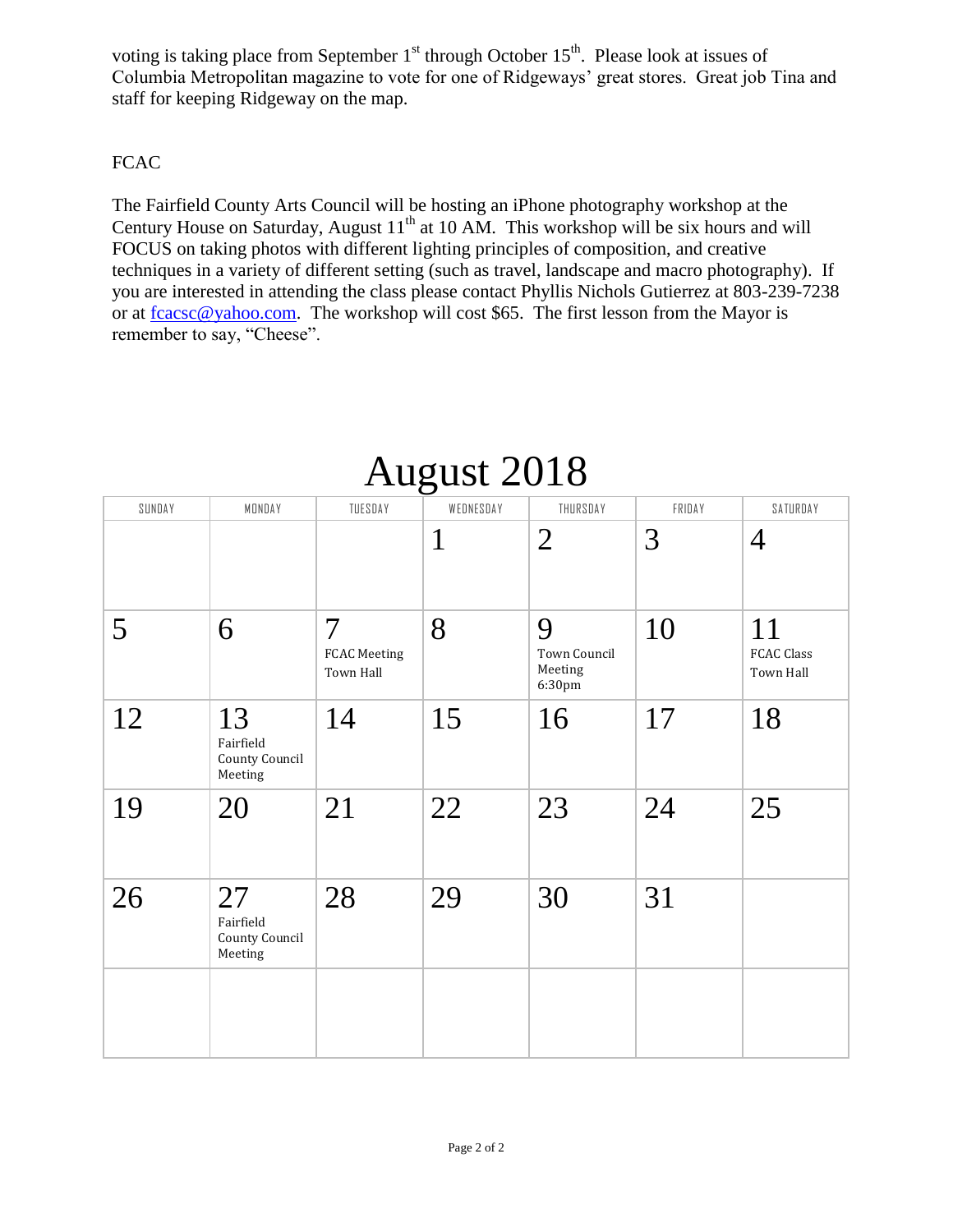voting is taking place from September 1st through October 15th. Please look at issues of Columbia Metropolitan magazine to vote for one of Ridgeways' great stores. Great job Tina and staff for keeping Ridgeway on the map.

FCAC

The Fairfield County Arts Council will be hosting an iPhone photography workshop at the Century House on Saturday, August 11th at 10 AM. This workshop will be six hours and will FOCUS on taking photos with different lighting principles of composition, and creative techniques in a variety of different setting (such as travel, landscape and macro photography). If you are interested in attending the class please contact Phyllis Nichols Gutierrez at 803-239-7238 or at fcacsc@yahoo.com. The workshop will cost $65. The first lesson from the Mayor is remember to say, "Cheese".

# August 2018

| SUNDAY | MONDAY | TUESDAY | WEDNESDAY | THURSDAY | FRIDAY | SATURDAY |
|---|---|---|---|---|---|---|
| | | | 1 | 2 | 3 | 4 |
| 5 | 6 | 7 FCAC Meeting Town Hall | 8 | 9 Town Council Meeting 6:30pm | 10 | 11 FCAC Class Town Hall |
| 12 | 13 Fairfield County Council Meeting | 14 | 15 | 16 | 17 | 18 |
| 19 | 20 | 21 | 22 | 23 | 24 | 25 |
| 26 | 27 Fairfield County Council Meeting | 28 | 29 | 30 | 31 | |
| | | | | | | |